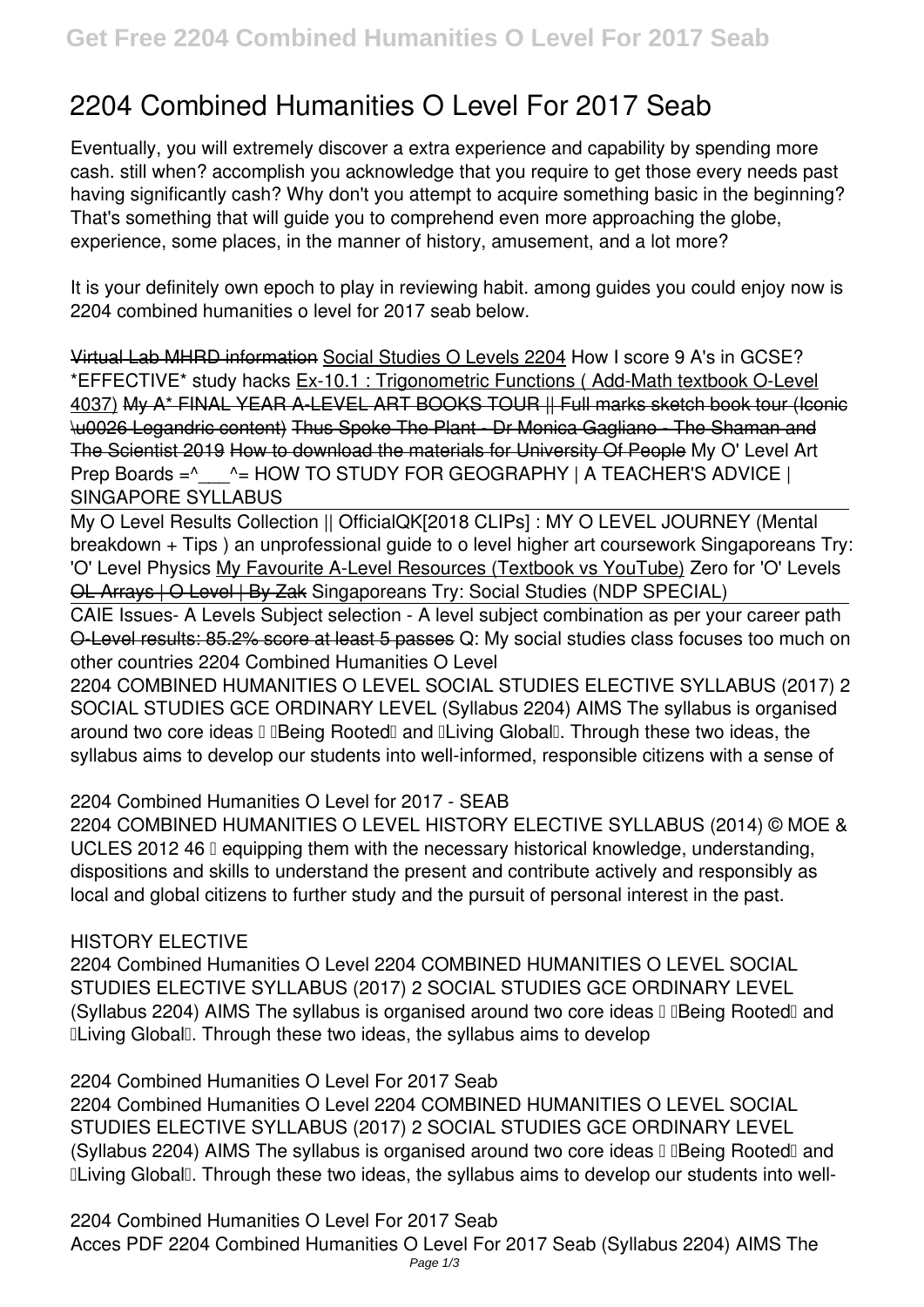# 2204 Combined Humanities O Level For 2017 Seab

Eventually, you will extremely discover a extra experience and capability by spending more cash. still when? accomplish you acknowledge that you require to get those every needs past having significantly cash? Why don't you attempt to acquire something basic in the beginning? That's something that will guide you to comprehend even more approaching the globe, experience, some places, in the manner of history, amusement, and a lot more?

It is your definitely own epoch to play in reviewing habit. among guides you could enjoy now is 2204 combined humanities o level for 2017 seab below.

~~Virtual Lab MHRD information~~ Social Studies O Levels 2204 How I score 9 A's in GCSE? *EFFECTIVE* study hacks Ex-10.1 : Trigonometric Functions ( Add-Math textbook O-Level 4037) ~~My A* FINAL YEAR A-LEVEL ART BOOKS TOUR || Full marks sketch book tour (Iconic \u0026 Legandric content)~~ ~~Thus Spoke The Plant - Dr Monica Gagliano - The Shaman and The Scientist 2019~~ How to download the materials for University Of People My O' Level Art Prep Boards =^___^= HOW TO STUDY FOR GEOGRAPHY | A TEACHER'S ADVICE | SINGAPORE SYLLABUS

My O Level Results Collection || OfficialQK[2018 CLIPs] : MY O LEVEL JOURNEY (Mental breakdown + Tips ) an unprofessional guide to o level higher art coursework Singaporeans Try: 'O' Level Physics My Favourite A-Level Resources (Textbook vs YouTube) Zero for 'O' Levels ~~OL Arrays | O-Level | By Zak~~ Singaporeans Try: Social Studies (NDP SPECIAL)

CAIE Issues- A Levels Subject selection - A level subject combination as per your career path ~~O-Level results: 85.2% score at least 5 passes~~ Q: My social studies class focuses too much on other countries 2204 Combined Humanities O Level

2204 COMBINED HUMANITIES O LEVEL SOCIAL STUDIES ELECTIVE SYLLABUS (2017) 2 SOCIAL STUDIES GCE ORDINARY LEVEL (Syllabus 2204) AIMS The syllabus is organised around two core ideas – 'Being Rooted' and 'Living Global'. Through these two ideas, the syllabus aims to develop our students into well-informed, responsible citizens with a sense of

**2204 Combined Humanities O Level for 2017 - SEAB**

2204 COMBINED HUMANITIES O LEVEL HISTORY ELECTIVE SYLLABUS (2014) © MOE & UCLES 2012 46 • equipping them with the necessary historical knowledge, understanding, dispositions and skills to understand the present and contribute actively and responsibly as local and global citizens to further study and the pursuit of personal interest in the past.

**HISTORY ELECTIVE**

2204 Combined Humanities O Level 2204 COMBINED HUMANITIES O LEVEL SOCIAL STUDIES ELECTIVE SYLLABUS (2017) 2 SOCIAL STUDIES GCE ORDINARY LEVEL (Syllabus 2204) AIMS The syllabus is organised around two core ideas – 'Being Rooted' and 'Living Global'. Through these two ideas, the syllabus aims to develop

**2204 Combined Humanities O Level For 2017 Seab**

2204 Combined Humanities O Level 2204 COMBINED HUMANITIES O LEVEL SOCIAL STUDIES ELECTIVE SYLLABUS (2017) 2 SOCIAL STUDIES GCE ORDINARY LEVEL (Syllabus 2204) AIMS The syllabus is organised around two core ideas – 'Being Rooted' and 'Living Global'. Through these two ideas, the syllabus aims to develop our students into well-

**2204 Combined Humanities O Level For 2017 Seab**

Acces PDF 2204 Combined Humanities O Level For 2017 Seab (Syllabus 2204) AIMS The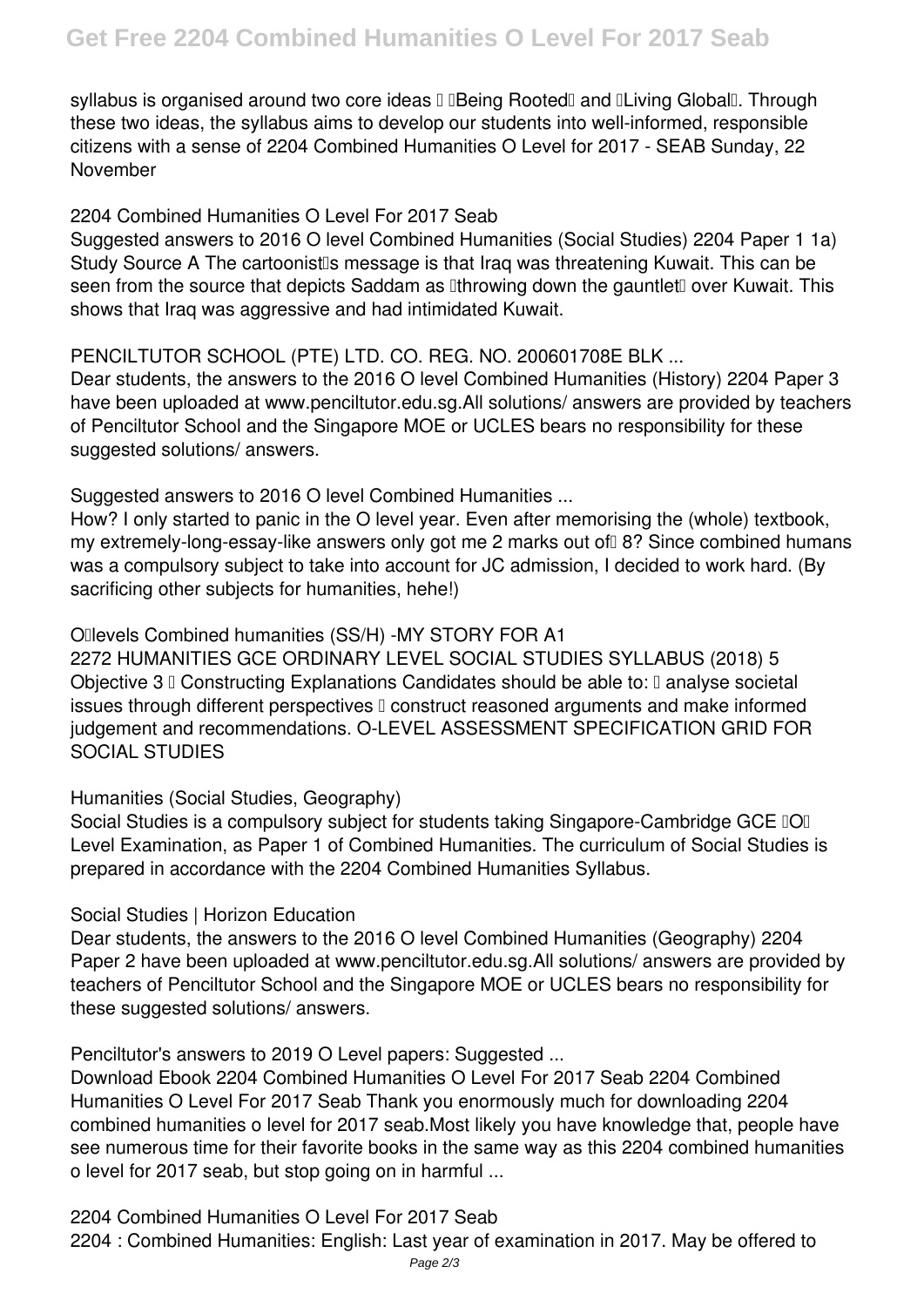syllabus is organised around two core ideas – 'Being Rooted' and 'Living Global'. Through these two ideas, the syllabus aims to develop our students into well-informed, responsible citizens with a sense of 2204 Combined Humanities O Level for 2017 - SEAB Sunday, 22 November

**2204 Combined Humanities O Level For 2017 Seab**

Suggested answers to 2016 O level Combined Humanities (Social Studies) 2204 Paper 1 1a) Study Source A The cartoonist's message is that Iraq was threatening Kuwait. This can be seen from the source that depicts Saddam as 'throwing down the gauntlet' over Kuwait. This shows that Iraq was aggressive and had intimidated Kuwait.

**PENCILTUTOR SCHOOL (PTE) LTD. CO. REG. NO. 200601708E BLK ...**

Dear students, the answers to the 2016 O level Combined Humanities (History) 2204 Paper 3 have been uploaded at www.penciltutor.edu.sg.All solutions/ answers are provided by teachers of Penciltutor School and the Singapore MOE or UCLES bears no responsibility for these suggested solutions/ answers.

**Suggested answers to 2016 O level Combined Humanities ...**

How? I only started to panic in the O level year. Even after memorising the (whole) textbook, my extremely-long-essay-like answers only got me 2 marks out of… 8? Since combined humans was a compulsory subject to take into account for JC admission, I decided to work hard. (By sacrificing other subjects for humanities, hehe!)

**O'levels Combined humanities (SS/H) -MY STORY FOR A1**

2272 HUMANITIES GCE ORDINARY LEVEL SOCIAL STUDIES SYLLABUS (2018) 5 Objective 3 – Constructing Explanations Candidates should be able to: • analyse societal issues through different perspectives • construct reasoned arguments and make informed judgement and recommendations. O-LEVEL ASSESSMENT SPECIFICATION GRID FOR SOCIAL STUDIES

**Humanities (Social Studies, Geography)**

Social Studies is a compulsory subject for students taking Singapore-Cambridge GCE 'O' Level Examination, as Paper 1 of Combined Humanities. The curriculum of Social Studies is prepared in accordance with the 2204 Combined Humanities Syllabus.

**Social Studies | Horizon Education**

Dear students, the answers to the 2016 O level Combined Humanities (Geography) 2204 Paper 2 have been uploaded at www.penciltutor.edu.sg.All solutions/ answers are provided by teachers of Penciltutor School and the Singapore MOE or UCLES bears no responsibility for these suggested solutions/ answers.

**Penciltutor's answers to 2019 O Level papers: Suggested ...**

Download Ebook 2204 Combined Humanities O Level For 2017 Seab 2204 Combined Humanities O Level For 2017 Seab Thank you enormously much for downloading 2204 combined humanities o level for 2017 seab.Most likely you have knowledge that, people have see numerous time for their favorite books in the same way as this 2204 combined humanities o level for 2017 seab, but stop going on in harmful ...

**2204 Combined Humanities O Level For 2017 Seab**

2204 : Combined Humanities: English: Last year of examination in 2017. May be offered to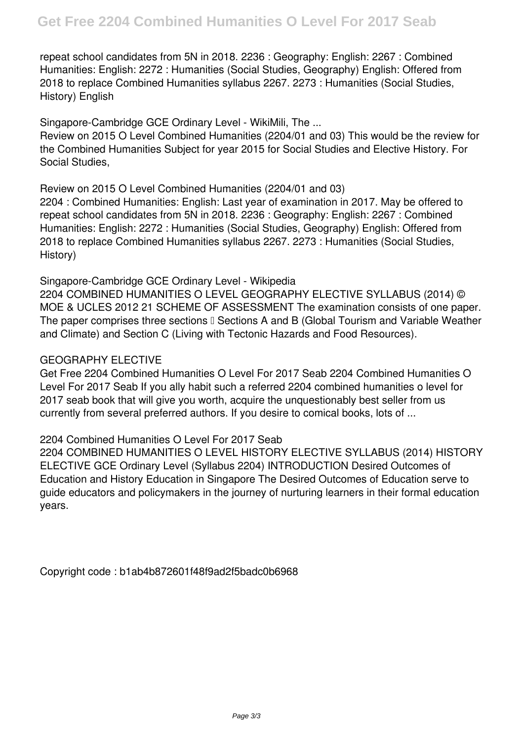repeat school candidates from 5N in 2018. 2236 : Geography: English: 2267 : Combined Humanities: English: 2272 : Humanities (Social Studies, Geography) English: Offered from 2018 to replace Combined Humanities syllabus 2267. 2273 : Humanities (Social Studies, History) English

Singapore-Cambridge GCE Ordinary Level - WikiMili, The ...

Review on 2015 O Level Combined Humanities (2204/01 and 03) This would be the review for the Combined Humanities Subject for year 2015 for Social Studies and Elective History. For Social Studies,

Review on 2015 O Level Combined Humanities (2204/01 and 03)

2204 : Combined Humanities: English: Last year of examination in 2017. May be offered to repeat school candidates from 5N in 2018. 2236 : Geography: English: 2267 : Combined Humanities: English: 2272 : Humanities (Social Studies, Geography) English: Offered from 2018 to replace Combined Humanities syllabus 2267. 2273 : Humanities (Social Studies, History)

Singapore-Cambridge GCE Ordinary Level - Wikipedia

2204 COMBINED HUMANITIES O LEVEL GEOGRAPHY ELECTIVE SYLLABUS (2014) © MOE & UCLES 2012 21 SCHEME OF ASSESSMENT The examination consists of one paper. The paper comprises three sections – Sections A and B (Global Tourism and Variable Weather and Climate) and Section C (Living with Tectonic Hazards and Food Resources).

GEOGRAPHY ELECTIVE

Get Free 2204 Combined Humanities O Level For 2017 Seab 2204 Combined Humanities O Level For 2017 Seab If you ally habit such a referred 2204 combined humanities o level for 2017 seab book that will give you worth, acquire the unquestionably best seller from us currently from several preferred authors. If you desire to comical books, lots of ...

2204 Combined Humanities O Level For 2017 Seab

2204 COMBINED HUMANITIES O LEVEL HISTORY ELECTIVE SYLLABUS (2014) HISTORY ELECTIVE GCE Ordinary Level (Syllabus 2204) INTRODUCTION Desired Outcomes of Education and History Education in Singapore The Desired Outcomes of Education serve to guide educators and policymakers in the journey of nurturing learners in their formal education years.

Copyright code : b1ab4b872601f48f9ad2f5badc0b6968